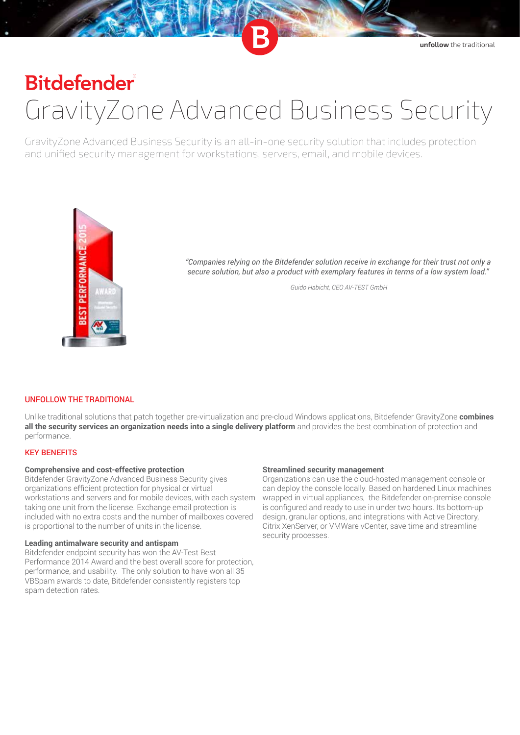# Bitdefender

# GravityZone Advanced Business Security

GravityZone Advanced Business Security is an all-in-one security solution that includes protection and unified security management for workstations, servers, email, and mobile devices.

*"Companies relying on the Bitdefender solution receive in exchange for their trust not only a secure solution, but also a product with exemplary features in terms of a low system load."*

*Guido Habicht, CEO AV-TEST GmbH*

## UNFOLLOW THE TRADITIONAL

Unlike traditional solutions that patch together pre-virtualization and pre-cloud Windows applications, Bitdefender GravityZone **combines all the security services an organization needs into a single delivery platform** and provides the best combination of protection and performance.

## KEY BENEFITS

**Comprehensive and cost-effective protection**
Bitdefender GravityZone Advanced Business Security gives organizations efficient protection for physical or virtual workstations and servers and for mobile devices, with each system taking one unit from the license. Exchange email protection is included with no extra costs and the number of mailboxes covered is proportional to the number of units in the license.

**Leading antimalware security and antispam**
Bitdefender endpoint security has won the AV-Test Best Performance 2014 Award and the best overall score for protection, performance, and usability. The only solution to have won all 35 VBSpam awards to date, Bitdefender consistently registers top spam detection rates.

**Streamlined security management**
Organizations can use the cloud-hosted management console or can deploy the console locally. Based on hardened Linux machines wrapped in virtual appliances, the Bitdefender on-premise console is configured and ready to use in under two hours. Its bottom-up design, granular options, and integrations with Active Directory, Citrix XenServer, or VMWare vCenter, save time and streamline security processes.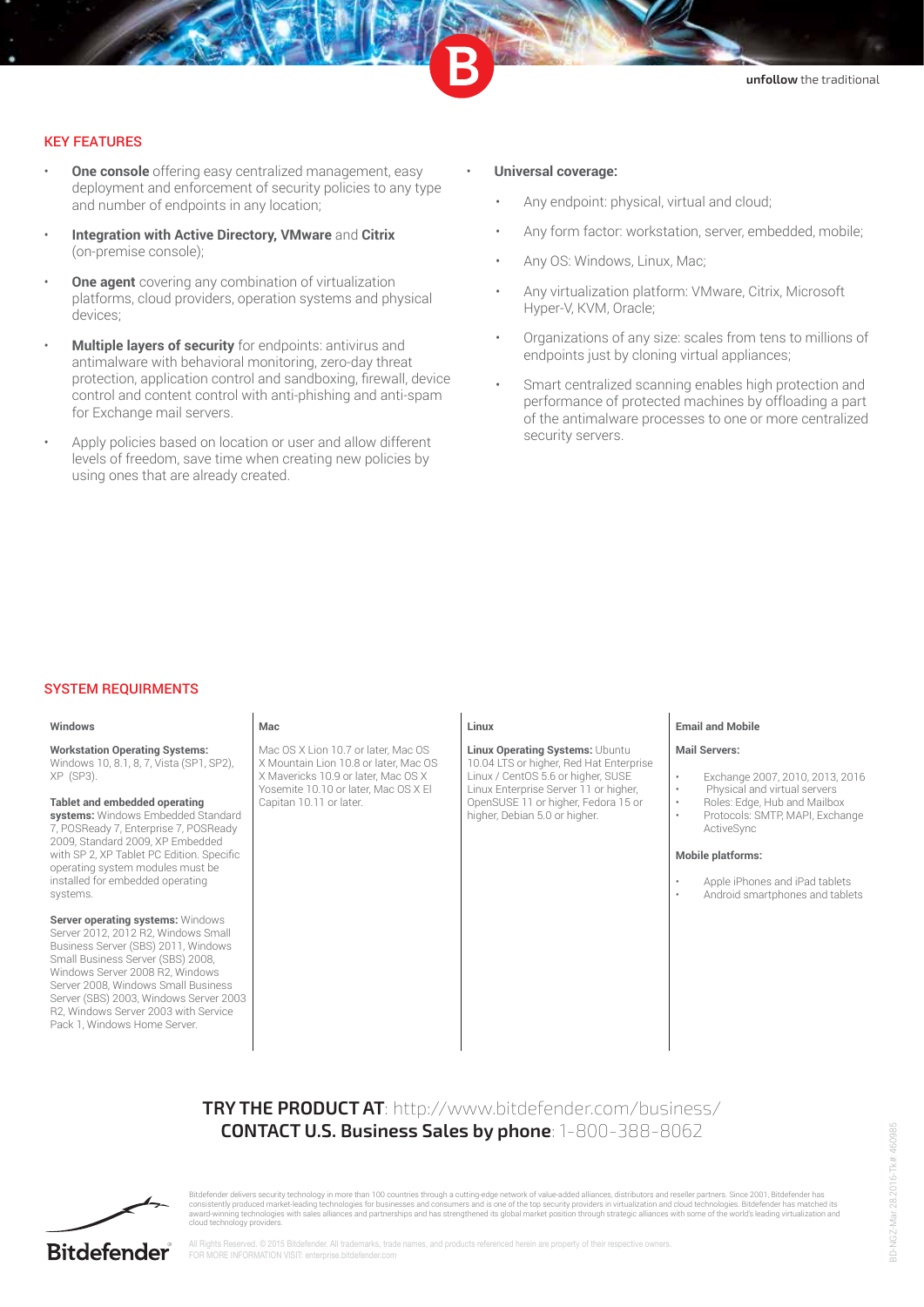unfollow the traditional

## KEY FEATURES

- **One console** offering easy centralized management, easy deployment and enforcement of security policies to any type and number of endpoints in any location;
- **Integration with Active Directory, VMware** and **Citrix** (on-premise console);
- **One agent** covering any combination of virtualization platforms, cloud providers, operation systems and physical devices;
- **Multiple layers of security** for endpoints: antivirus and antimalware with behavioral monitoring, zero-day threat protection, application control and sandboxing, firewall, device control and content control with anti-phishing and anti-spam for Exchange mail servers.
- Apply policies based on location or user and allow different levels of freedom, save time when creating new policies by using ones that are already created.
- **Universal coverage:**
  - Any endpoint: physical, virtual and cloud;
  - Any form factor: workstation, server, embedded, mobile;
  - Any OS: Windows, Linux, Mac;
  - Any virtualization platform: VMware, Citrix, Microsoft Hyper-V, KVM, Oracle;
  - Organizations of any size: scales from tens to millions of endpoints just by cloning virtual appliances;
  - Smart centralized scanning enables high protection and performance of protected machines by offloading a part of the antimalware processes to one or more centralized security servers.

## SYSTEM REQUIRMENTS

### Windows

**Workstation Operating Systems:** Windows 10, 8.1, 8, 7, Vista (SP1, SP2), XP (SP3).

**Tablet and embedded operating systems:** Windows Embedded Standard 7, POSReady 7, Enterprise 7, POSReady 2009, Standard 2009, XP Embedded with SP 2, XP Tablet PC Edition. Specific operating system modules must be installed for embedded operating systems.

**Server operating systems:** Windows Server 2012, 2012 R2, Windows Small Business Server (SBS) 2011, Windows Small Business Server (SBS) 2008, Windows Server 2008 R2, Windows Server 2008, Windows Small Business Server (SBS) 2003, Windows Server 2003 R2, Windows Server 2003 with Service Pack 1, Windows Home Server.

### Mac

Mac OS X Lion 10.7 or later, Mac OS X Mountain Lion 10.8 or later, Mac OS X Mavericks 10.9 or later, Mac OS X Yosemite 10.10 or later, Mac OS X El Capitan 10.11 or later.

### Linux

**Linux Operating Systems:** Ubuntu 10.04 LTS or higher, Red Hat Enterprise Linux / CentOS 5.6 or higher, SUSE Linux Enterprise Server 11 or higher, OpenSUSE 11 or higher, Fedora 15 or higher, Debian 5.0 or higher.

### Email and Mobile

**Mail Servers:**

- Exchange 2007, 2010, 2013, 2016
- Physical and virtual servers
- Roles: Edge, Hub and Mailbox
- Protocols: SMTP, MAPI, Exchange ActiveSync

**Mobile platforms:**

- Apple iPhones and iPad tablets
- Android smartphones and tablets

**TRY THE PRODUCT AT**: http://www.bitdefender.com/business/
**CONTACT U.S. Business Sales by phone**: 1-800-388-8062

Bitdefender

Bitdefender delivers security technology in more than 100 countries through a cutting-edge network of value-added alliances, distributors and reseller partners. Since 2001, Bitdefender has consistently produced market-leading technologies for businesses and consumers and is one of the top security providers in virtualization and cloud technologies. Bitdefender has matched its award-winning technologies with sales alliances and partnerships and has strengthened its global market position through strategic alliances with some of the world's leading virtualization and cloud technology providers.

All Rights Reserved. © 2015 Bitdefender. All trademarks, trade names, and products referenced herein are property of their respective owners.
FOR MORE INFORMATION VISIT: enterprise.bitdefender.com

BD-NGZ-Mar.28.2016-Tk#: 460985